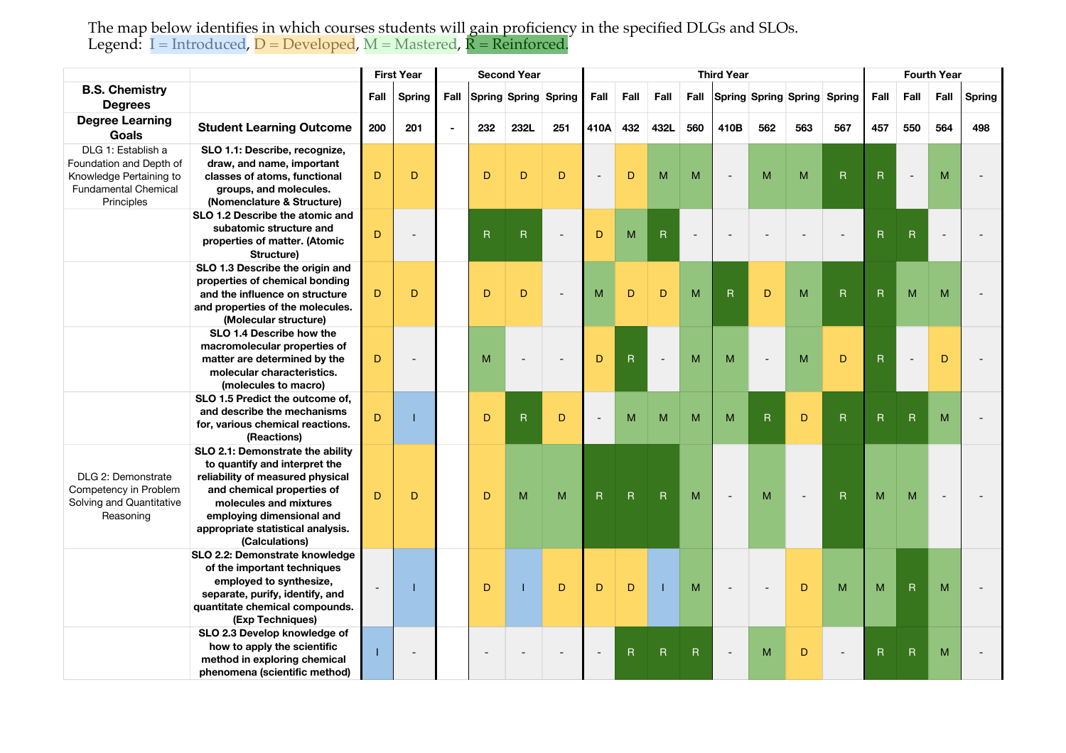The map below identifies in which courses students will gain proficiency in the specified DLGs and SLOs.
Legend: I = Introduced, D = Developed, M = Mastered, R = Reinforced.

| B.S. Chemistry Degrees | | First Year | | Second Year | | | | Third Year | | | | | | | | Fourth Year | | | |
|---|---|---|---|---|---|---|---|---|---|---|---|---|---|---|---|---|---|---|---|
| | | Fall | Spring | Fall | Spring | Spring | Spring | Fall | Fall | Fall | Fall | Spring | Spring | Spring | Spring | Fall | Fall | Fall | Spring |
| **Degree Learning Goals** | **Student Learning Outcome** | 200 | 201 | - | 232 | 232L | 251 | 410A | 432 | 432L | 560 | 410B | 562 | 563 | 567 | 457 | 550 | 564 | 498 |
| DLG 1: Establish a Foundation and Depth of Knowledge Pertaining to Fundamental Chemical Principles | **SLO 1.1: Describe, recognize, draw, and name, important classes of atoms, functional groups, and molecules. (Nomenclature & Structure)** | D | D | | D | D | D | - | D | M | M | - | M | M | R | R | - | M | - |
| | **SLO 1.2 Describe the atomic and subatomic structure and properties of matter. (Atomic Structure)** | D | - | | R | R | - | D | M | R | - | - | - | - | - | R | R | - | - |
| | **SLO 1.3 Describe the origin and properties of chemical bonding and the influence on structure and properties of the molecules. (Molecular structure)** | D | D | | D | D | - | M | D | D | M | R | D | M | R | R | M | M | - |
| | **SLO 1.4 Describe how the macromolecular properties of matter are determined by the molecular characteristics. (molecules to macro)** | D | - | | M | - | - | D | R | - | M | M | - | M | D | R | - | D | - |
| | **SLO 1.5 Predict the outcome of, and describe the mechanisms for, various chemical reactions. (Reactions)** | D | I | | D | R | D | - | M | M | M | M | R | D | R | R | R | M | - |
| DLG 2: Demonstrate Competency in Problem Solving and Quantitative Reasoning | **SLO 2.1: Demonstrate the ability to quantify and interpret the reliability of measured physical and chemical properties of molecules and mixtures employing dimensional and appropriate statistical analysis. (Calculations)** | D | D | | D | M | M | R | R | R | M | - | M | - | R | M | M | - | - |
| | **SLO 2.2: Demonstrate knowledge of the important techniques employed to synthesize, separate, purify, identify, and quantitate chemical compounds. (Exp Techniques)** | - | I | | D | I | D | D | D | I | M | - | - | D | M | M | R | M | - |
| | **SLO 2.3 Develop knowledge of how to apply the scientific method in exploring chemical phenomena (scientific method)** | I | - | | - | - | - | - | R | R | R | - | M | D | - | R | R | M | - |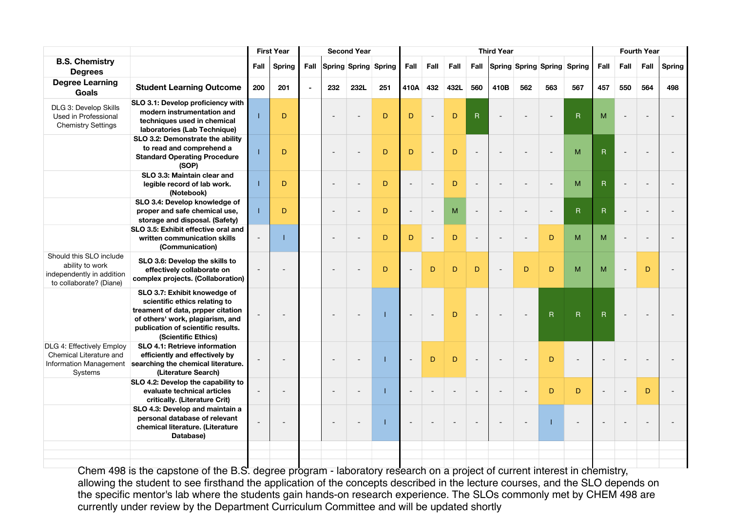| | | First Year | | Second Year | | | | Third Year | | | | | | | | Fourth Year | | | |
|---|---|---|---|---|---|---|---|---|---|---|---|---|---|---|---|---|---|---|---|
| **B.S. Chemistry Degrees** | | Fall | Spring | Fall | Spring | Spring | Spring | Fall | Fall | Fall | Fall | Spring | Spring | Spring | Spring | Fall | Fall | Fall | Spring |
| **Degree Learning Goals** | **Student Learning Outcome** | 200 | 201 | - | 232 | 232L | 251 | 410A | 432 | 432L | 560 | 410B | 562 | 563 | 567 | 457 | 550 | 564 | 498 |
| DLG 3: Develop Skills Used in Professional Chemistry Settings | **SLO 3.1: Develop proficiency with modern instrumentation and techniques used in chemical laboratories (Lab Technique)** | I | D | | - | - | D | D | - | D | R | - | - | - | R | M | - | - | - |
| | **SLO 3.2: Demonstrate the ability to read and comprehend a Standard Operating Procedure (SOP)** | I | D | | - | - | D | D | - | D | - | - | - | - | M | R | - | - | - |
| | **SLO 3.3: Maintain clear and legible record of lab work. (Notebook)** | I | D | | - | - | D | - | - | D | - | - | - | - | M | R | - | - | - |
| | **SLO 3.4: Develop knowledge of proper and safe chemical use, storage and disposal. (Safety)** | I | D | | - | - | D | - | - | M | - | - | - | - | R | R | - | - | - |
| | **SLO 3.5: Exhibit effective oral and written communication skills (Communication)** | - | I | | - | - | D | D | - | D | - | - | - | D | M | M | - | - | - |
| Should this SLO include ability to work independently in addition to collaborate? (Diane) | **SLO 3.6: Develop the skills to effectively collaborate on complex projects. (Collaboration)** | - | - | | - | - | D | - | D | D | D | - | D | D | M | M | - | D | - |
| | **SLO 3.7: Exhibit knowedge of scientific ethics relating to treament of data, prpper citation of others' work, plagiarism, and publication of scientific results. (Scientific Ethics)** | - | - | | - | - | I | - | - | D | - | - | - | R | R | R | - | - | - |
| DLG 4: Effectively Employ Chemical Literature and Information Management Systems | **SLO 4.1: Retrieve information efficiently and effectively by searching the chemical literature. (Literature Search)** | - | - | | - | - | I | - | D | D | - | - | - | D | - | - | - | - | - |
| | **SLO 4.2: Develop the capability to evaluate technical articles critically. (Literature Crit)** | - | - | | - | - | I | - | - | - | - | - | - | D | D | - | - | D | - |
| | **SLO 4.3: Develop and maintain a personal database of relevant chemical literature. (Literature Database)** | - | - | | - | - | I | - | - | - | - | - | - | I | - | - | - | - | - |

Chem 498 is the capstone of the B.S. degree program - laboratory research on a project of current interest in chemistry, allowing the student to see firsthand the application of the concepts described in the lecture courses, and the SLO depends on the specific mentor's lab where the students gain hands-on research experience. The SLOs commonly met by CHEM 498 are currently under review by the Department Curriculum Committee and will be updated shortly